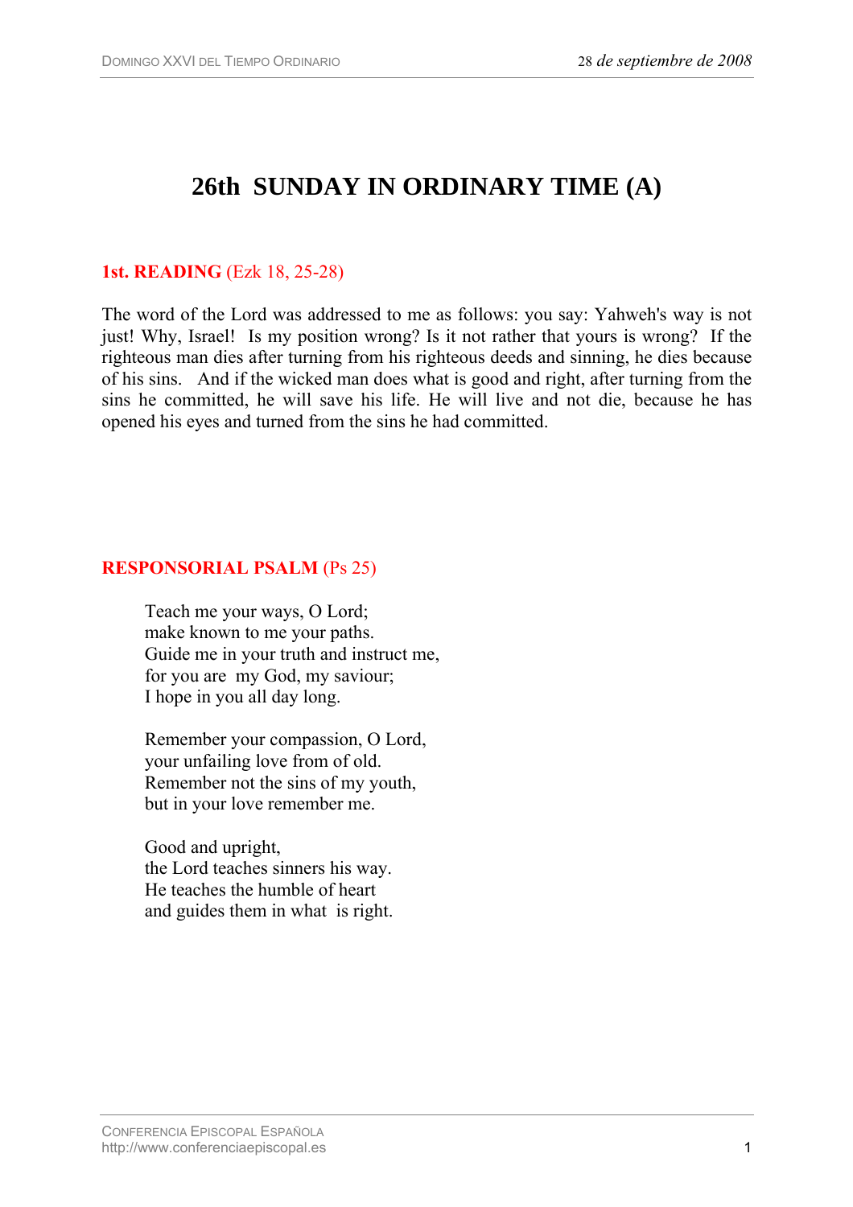# 26th SUNDAY IN ORDINARY TIME (A)

**1st. READING** (Ezk 18, 25-28)

The word of the Lord was addressed to me as follows: you say: Yahweh's way is not just! Why, Israel! Is my position wrong? Is it not rather that yours is wrong? If the righteous man dies after turning from his righteous deeds and sinning, he dies because of his sins. And if the wicked man does what is good and right, after turning from the sins he committed, he will save his life. He will live and not die, because he has opened his eyes and turned from the sins he had committed.

**RESPONSORIAL PSALM** (Ps 25)

Teach me your ways, O Lord;
make known to me your paths.
Guide me in your truth and instruct me,
for you are my God, my saviour;
I hope in you all day long.

Remember your compassion, O Lord,
your unfailing love from of old.
Remember not the sins of my youth,
but in your love remember me.

Good and upright,
the Lord teaches sinners his way.
He teaches the humble of heart
and guides them in what is right.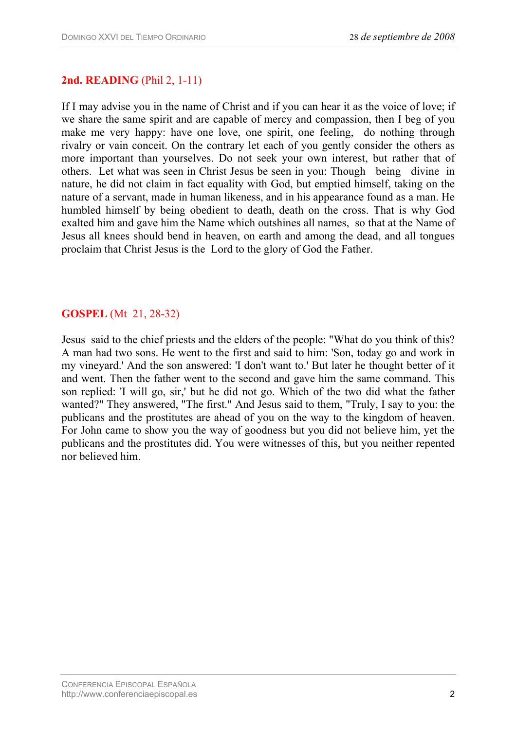## **2nd. READING** (Phil 2, 1-11)

If I may advise you in the name of Christ and if you can hear it as the voice of love; if we share the same spirit and are capable of mercy and compassion, then I beg of you make me very happy: have one love, one spirit, one feeling, do nothing through rivalry or vain conceit. On the contrary let each of you gently consider the others as more important than yourselves. Do not seek your own interest, but rather that of others. Let what was seen in Christ Jesus be seen in you: Though being divine in nature, he did not claim in fact equality with God, but emptied himself, taking on the nature of a servant, made in human likeness, and in his appearance found as a man. He humbled himself by being obedient to death, death on the cross. That is why God exalted him and gave him the Name which outshines all names, so that at the Name of Jesus all knees should bend in heaven, on earth and among the dead, and all tongues proclaim that Christ Jesus is the Lord to the glory of God the Father.

## **GOSPEL** (Mt 21, 28-32)

Jesus said to the chief priests and the elders of the people: "What do you think of this? A man had two sons. He went to the first and said to him: 'Son, today go and work in my vineyard.' And the son answered: 'I don't want to.' But later he thought better of it and went. Then the father went to the second and gave him the same command. This son replied: 'I will go, sir,' but he did not go. Which of the two did what the father wanted?" They answered, "The first." And Jesus said to them, "Truly, I say to you: the publicans and the prostitutes are ahead of you on the way to the kingdom of heaven. For John came to show you the way of goodness but you did not believe him, yet the publicans and the prostitutes did. You were witnesses of this, but you neither repented nor believed him.